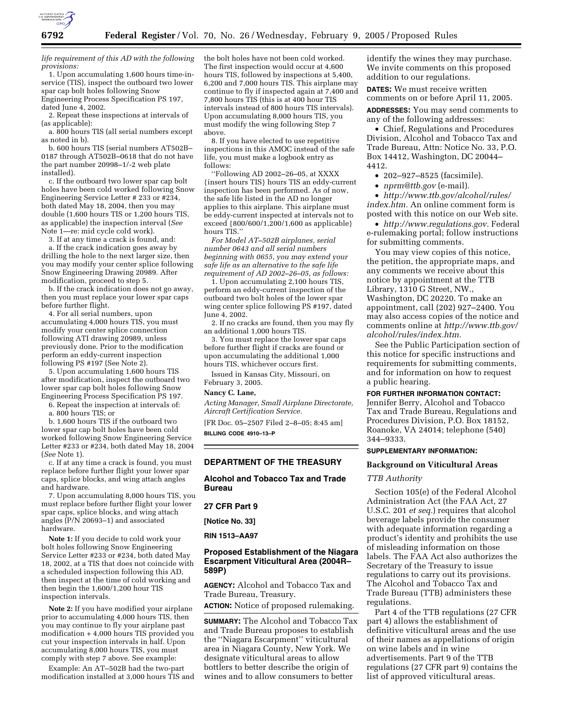*life requirement of this AD with the following provisions:*

1. Upon accumulating 1,600 hours time-in-service (TIS), inspect the outboard two lower spar cap bolt holes following Snow Engineering Process Specification PS 197, dated June 4, 2002.

2. Repeat these inspections at intervals of (as applicable):

a. 800 hours TIS (all serial numbers except as noted in b).

b. 600 hours TIS (serial numbers AT502B–0187 through AT502B–0618 that do not have the part number 20998–1/-2 web plate installed).

c. If the outboard two lower spar cap bolt holes have been cold worked following Snow Engineering Service Letter # 233 or #234, both dated May 18, 2004, then you may double (1,600 hours TIS or 1,200 hours TIS, as applicable) the inspection interval (*See* Note 1—re: mid cycle cold work).

3. If at any time a crack is found, and:

a. If the crack indication goes away by drilling the hole to the next larger size, then you may modify your center splice following Snow Engineering Drawing 20989. After modification, proceed to step 5.

b. If the crack indication does not go away, then you must replace your lower spar caps before further flight.

4. For all serial numbers, upon accumulating 4,000 hours TIS, you must modify your center splice connection following ATI drawing 20989, unless previously done. Prior to the modification perform an eddy-current inspection following PS #197 (See Note 2).

5. Upon accumulating 1,600 hours TIS after modification, inspect the outboard two lower spar cap bolt holes following Snow Engineering Process Specification PS 197.

6. Repeat the inspection at intervals of:

a. 800 hours TIS; or

b. 1,600 hours TIS if the outboard two lower spar cap bolt holes have been cold worked following Snow Engineering Service Letter #233 or #234, both dated May 18, 2004 (*See* Note 1).

c. If at any time a crack is found, you must replace before further flight your lower spar caps, splice blocks, and wing attach angles and hardware.

7. Upon accumulating 8,000 hours TIS, you must replace before further flight your lower spar caps, splice blocks, and wing attach angles (P/N 20693–1) and associated hardware.

**Note 1:** If you decide to cold work your bolt holes following Snow Engineering Service Letter #233 or #234, both dated May 18, 2002, at a TIS that does not coincide with a scheduled inspection following this AD, then inspect at the time of cold working and then begin the 1,600/1,200 hour TIS inspection intervals.

**Note 2:** If you have modified your airplane prior to accumulating 4,000 hours TIS, then you may continue to fly your airplane past modification + 4,000 hours TIS provided you cut your inspection intervals in half. Upon accumulating 8,000 hours TIS, you must comply with step 7 above. See example:

Example: An AT–502B had the two-part modification installed at 3,000 hours TIS and the bolt holes have not been cold worked. The first inspection would occur at 4,600 hours TIS, followed by inspections at 5,400, 6,200 and 7,000 hours TIS. This airplane may continue to fly if inspected again at 7,400 and 7,800 hours TIS (this is at 400 hour TIS intervals instead of 800 hours TIS intervals). Upon accumulating 8,000 hours TIS, you must modify the wing following Step 7 above.

8. If you have elected to use repetitive inspections in this AMOC instead of the safe life, you must make a logbook entry as follows:

''Following AD 2002–26–05, at XXXX {insert hours TIS} hours TIS an eddy-current inspection has been performed. As of now, the safe life listed in the AD no longer applies to this airplane. This airplane must be eddy-current inspected at intervals not to exceed {800/600/1,200/1,600 as applicable} hours TIS.''

*For Model AT–502B airplanes, serial number 0643 and all serial numbers beginning with 0655, you may extend your safe life as an alternative to the safe life requirement of AD 2002–26–05, as follows:*

1. Upon accumulating 2,100 hours TIS, perform an eddy-current inspection of the outboard two bolt holes of the lower spar wing center splice following PS #197, dated June 4, 2002.

2. If no cracks are found, then you may fly an additional 1,000 hours TIS.

3. You must replace the lower spar caps before further flight if cracks are found or upon accumulating the additional 1,000 hours TIS, whichever occurs first.

Issued in Kansas City, Missouri, on February 3, 2005.

**Nancy C. Lane,**

*Acting Manager, Small Airplane Directorate, Aircraft Certification Service.*

[FR Doc. 05–2507 Filed 2–8–05; 8:45 am]

**BILLING CODE 4910–13–P**

## DEPARTMENT OF THE TREASURY

## Alcohol and Tobacco Tax and Trade Bureau

## 27 CFR Part 9

**[Notice No. 33]**

**RIN 1513–AA97**

## Proposed Establishment of the Niagara Escarpment Viticultural Area (2004R–589P)

**AGENCY:** Alcohol and Tobacco Tax and Trade Bureau, Treasury.

**ACTION:** Notice of proposed rulemaking.

**SUMMARY:** The Alcohol and Tobacco Tax and Trade Bureau proposes to establish the ''Niagara Escarpment'' viticultural area in Niagara County, New York. We designate viticultural areas to allow bottlers to better describe the origin of wines and to allow consumers to better identify the wines they may purchase. We invite comments on this proposed addition to our regulations.

**DATES:** We must receive written comments on or before April 11, 2005.

**ADDRESSES:** You may send comments to any of the following addresses:

- Chief, Regulations and Procedures Division, Alcohol and Tobacco Tax and Trade Bureau, Attn: Notice No. 33, P.O. Box 14412, Washington, DC 20044–4412.
- 202–927–8525 (facsimile).
- *nprm@ttb.gov* (e-mail).
- *http://www.ttb.gov/alcohol/rules/index.htm.* An online comment form is posted with this notice on our Web site.
- *http://www.regulations.gov.* Federal e-rulemaking portal; follow instructions for submitting comments.

You may view copies of this notice, the petition, the appropriate maps, and any comments we receive about this notice by appointment at the TTB Library, 1310 G Street, NW., Washington, DC 20220. To make an appointment, call (202) 927–2400. You may also access copies of the notice and comments online at *http://www.ttb.gov/alcohol/rules/index.htm.*

See the Public Participation section of this notice for specific instructions and requirements for submitting comments, and for information on how to request a public hearing.

**FOR FURTHER INFORMATION CONTACT:** Jennifer Berry, Alcohol and Tobacco Tax and Trade Bureau, Regulations and Procedures Division, P.O. Box 18152, Roanoke, VA 24014; telephone (540) 344–9333.

**SUPPLEMENTARY INFORMATION:**

### Background on Viticultural Areas

#### *TTB Authority*

Section 105(e) of the Federal Alcohol Administration Act (the FAA Act, 27 U.S.C. 201 *et seq.*) requires that alcohol beverage labels provide the consumer with adequate information regarding a product's identity and prohibits the use of misleading information on those labels. The FAA Act also authorizes the Secretary of the Treasury to issue regulations to carry out its provisions. The Alcohol and Tobacco Tax and Trade Bureau (TTB) administers these regulations.

Part 4 of the TTB regulations (27 CFR part 4) allows the establishment of definitive viticultural areas and the use of their names as appellations of origin on wine labels and in wine advertisements. Part 9 of the TTB regulations (27 CFR part 9) contains the list of approved viticultural areas.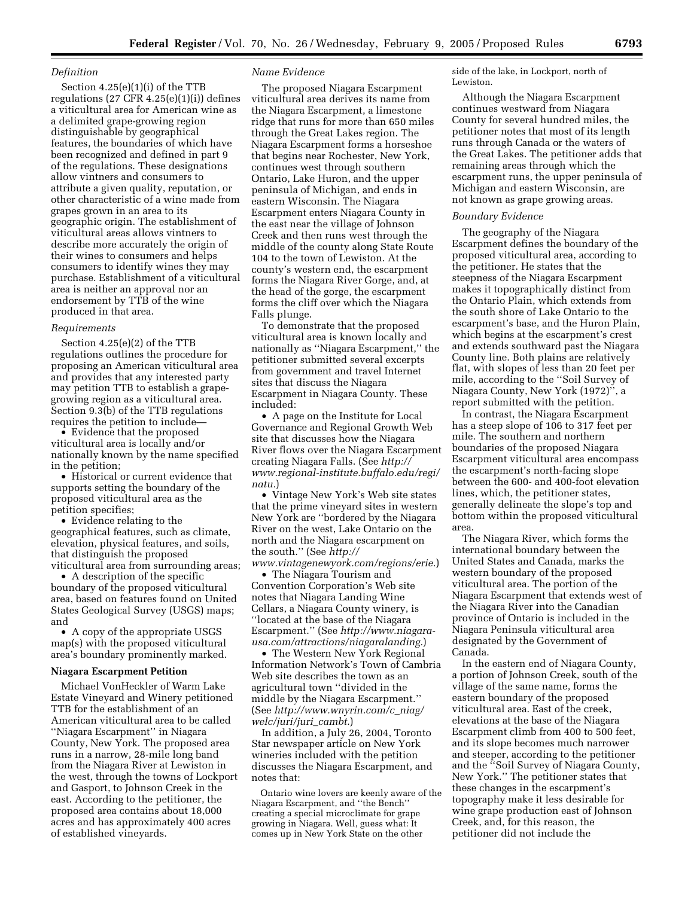*Definition*

Section 4.25(e)(1)(i) of the TTB regulations (27 CFR 4.25(e)(1)(i)) defines a viticultural area for American wine as a delimited grape-growing region distinguishable by geographical features, the boundaries of which have been recognized and defined in part 9 of the regulations. These designations allow vintners and consumers to attribute a given quality, reputation, or other characteristic of a wine made from grapes grown in an area to its geographic origin. The establishment of viticultural areas allows vintners to describe more accurately the origin of their wines to consumers and helps consumers to identify wines they may purchase. Establishment of a viticultural area is neither an approval nor an endorsement by TTB of the wine produced in that area.

*Requirements*

Section 4.25(e)(2) of the TTB regulations outlines the procedure for proposing an American viticultural area and provides that any interested party may petition TTB to establish a grape-growing region as a viticultural area. Section 9.3(b) of the TTB regulations requires the petition to include—

- Evidence that the proposed viticultural area is locally and/or nationally known by the name specified in the petition;
- Historical or current evidence that supports setting the boundary of the proposed viticultural area as the petition specifies;
- Evidence relating to the geographical features, such as climate, elevation, physical features, and soils, that distinguish the proposed viticultural area from surrounding areas;
- A description of the specific boundary of the proposed viticultural area, based on features found on United States Geological Survey (USGS) maps; and
- A copy of the appropriate USGS map(s) with the proposed viticultural area's boundary prominently marked.

**Niagara Escarpment Petition**

Michael VonHeckler of Warm Lake Estate Vineyard and Winery petitioned TTB for the establishment of an American viticultural area to be called ''Niagara Escarpment'' in Niagara County, New York. The proposed area runs in a narrow, 28-mile long band from the Niagara River at Lewiston in the west, through the towns of Lockport and Gasport, to Johnson Creek in the east. According to the petitioner, the proposed area contains about 18,000 acres and has approximately 400 acres of established vineyards.

*Name Evidence*

The proposed Niagara Escarpment viticultural area derives its name from the Niagara Escarpment, a limestone ridge that runs for more than 650 miles through the Great Lakes region. The Niagara Escarpment forms a horseshoe that begins near Rochester, New York, continues west through southern Ontario, Lake Huron, and the upper peninsula of Michigan, and ends in eastern Wisconsin. The Niagara Escarpment enters Niagara County in the east near the village of Johnson Creek and then runs west through the middle of the county along State Route 104 to the town of Lewiston. At the county's western end, the escarpment forms the Niagara River Gorge, and, at the head of the gorge, the escarpment forms the cliff over which the Niagara Falls plunge.

To demonstrate that the proposed viticultural area is known locally and nationally as ''Niagara Escarpment,'' the petitioner submitted several excerpts from government and travel Internet sites that discuss the Niagara Escarpment in Niagara County. These included:

- A page on the Institute for Local Governance and Regional Growth Web site that discusses how the Niagara River flows over the Niagara Escarpment creating Niagara Falls. (See *http://www.regional-institute.buffalo.edu/regi/natu.*)
- Vintage New York's Web site states that the prime vineyard sites in western New York are ''bordered by the Niagara River on the west, Lake Ontario on the north and the Niagara escarpment on the south.'' (See *http://www.vintagenewyork.com/regions/erie.*)
- The Niagara Tourism and Convention Corporation's Web site notes that Niagara Landing Wine Cellars, a Niagara County winery, is ''located at the base of the Niagara Escarpment.'' (See *http://www.niagara-usa.com/attractions/niagaralanding.*)
- The Western New York Regional Information Network's Town of Cambria Web site describes the town as an agricultural town ''divided in the middle by the Niagara Escarpment.'' (See *http://www.wnyrin.com/c_niag/welc/juri/juri_cambt.*)

In addition, a July 26, 2004, Toronto Star newspaper article on New York wineries included with the petition discusses the Niagara Escarpment, and notes that:

> Ontario wine lovers are keenly aware of the Niagara Escarpment, and ''the Bench'' creating a special microclimate for grape growing in Niagara. Well, guess what: It comes up in New York State on the other side of the lake, in Lockport, north of Lewiston.

Although the Niagara Escarpment continues westward from Niagara County for several hundred miles, the petitioner notes that most of its length runs through Canada or the waters of the Great Lakes. The petitioner adds that remaining areas through which the escarpment runs, the upper peninsula of Michigan and eastern Wisconsin, are not known as grape growing areas.

*Boundary Evidence*

The geography of the Niagara Escarpment defines the boundary of the proposed viticultural area, according to the petitioner. He states that the steepness of the Niagara Escarpment makes it topographically distinct from the Ontario Plain, which extends from the south shore of Lake Ontario to the escarpment's base, and the Huron Plain, which begins at the escarpment's crest and extends southward past the Niagara County line. Both plains are relatively flat, with slopes of less than 20 feet per mile, according to the ''Soil Survey of Niagara County, New York (1972)'', a report submitted with the petition.

In contrast, the Niagara Escarpment has a steep slope of 106 to 317 feet per mile. The southern and northern boundaries of the proposed Niagara Escarpment viticultural area encompass the escarpment's north-facing slope between the 600- and 400-foot elevation lines, which, the petitioner states, generally delineate the slope's top and bottom within the proposed viticultural area.

The Niagara River, which forms the international boundary between the United States and Canada, marks the western boundary of the proposed viticultural area. The portion of the Niagara Escarpment that extends west of the Niagara River into the Canadian province of Ontario is included in the Niagara Peninsula viticultural area designated by the Government of Canada.

In the eastern end of Niagara County, a portion of Johnson Creek, south of the village of the same name, forms the eastern boundary of the proposed viticultural area. East of the creek, elevations at the base of the Niagara Escarpment climb from 400 to 500 feet, and its slope becomes much narrower and steeper, according to the petitioner and the ''Soil Survey of Niagara County, New York.'' The petitioner states that these changes in the escarpment's topography make it less desirable for wine grape production east of Johnson Creek, and, for this reason, the petitioner did not include the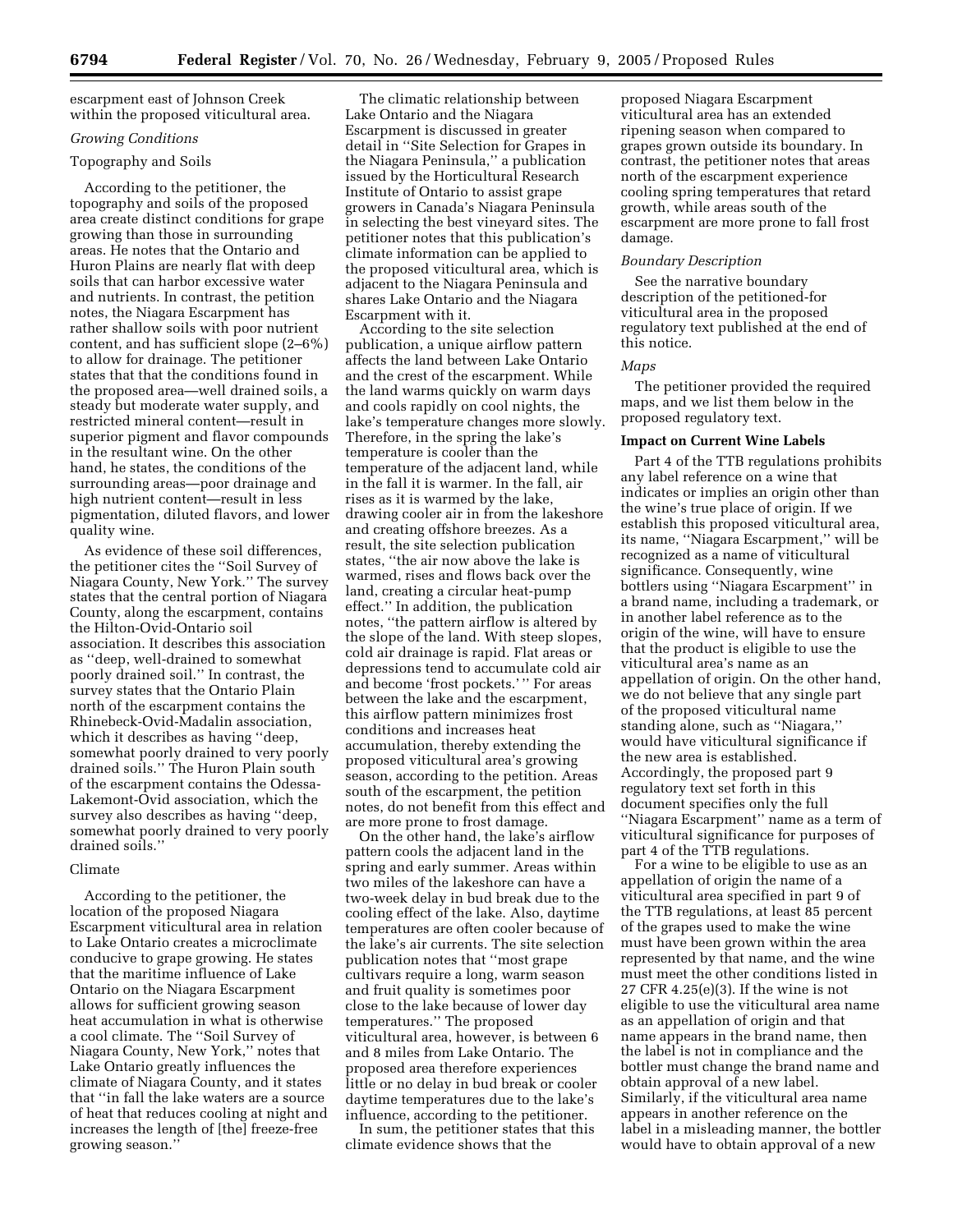escarpment east of Johnson Creek within the proposed viticultural area.

*Growing Conditions*

Topography and Soils

According to the petitioner, the topography and soils of the proposed area create distinct conditions for grape growing than those in surrounding areas. He notes that the Ontario and Huron Plains are nearly flat with deep soils that can harbor excessive water and nutrients. In contrast, the petition notes, the Niagara Escarpment has rather shallow soils with poor nutrient content, and has sufficient slope (2–6%) to allow for drainage. The petitioner states that that the conditions found in the proposed area—well drained soils, a steady but moderate water supply, and restricted mineral content—result in superior pigment and flavor compounds in the resultant wine. On the other hand, he states, the conditions of the surrounding areas—poor drainage and high nutrient content—result in less pigmentation, diluted flavors, and lower quality wine.

As evidence of these soil differences, the petitioner cites the ''Soil Survey of Niagara County, New York.'' The survey states that the central portion of Niagara County, along the escarpment, contains the Hilton-Ovid-Ontario soil association. It describes this association as ''deep, well-drained to somewhat poorly drained soil.'' In contrast, the survey states that the Ontario Plain north of the escarpment contains the Rhinebeck-Ovid-Madalin association, which it describes as having ''deep, somewhat poorly drained to very poorly drained soils.'' The Huron Plain south of the escarpment contains the Odessa-Lakemont-Ovid association, which the survey also describes as having ''deep, somewhat poorly drained to very poorly drained soils.''

Climate

According to the petitioner, the location of the proposed Niagara Escarpment viticultural area in relation to Lake Ontario creates a microclimate conducive to grape growing. He states that the maritime influence of Lake Ontario on the Niagara Escarpment allows for sufficient growing season heat accumulation in what is otherwise a cool climate. The ''Soil Survey of Niagara County, New York,'' notes that Lake Ontario greatly influences the climate of Niagara County, and it states that ''in fall the lake waters are a source of heat that reduces cooling at night and increases the length of [the] freeze-free growing season.''

The climatic relationship between Lake Ontario and the Niagara Escarpment is discussed in greater detail in ''Site Selection for Grapes in the Niagara Peninsula,'' a publication issued by the Horticultural Research Institute of Ontario to assist grape growers in Canada's Niagara Peninsula in selecting the best vineyard sites. The petitioner notes that this publication's climate information can be applied to the proposed viticultural area, which is adjacent to the Niagara Peninsula and shares Lake Ontario and the Niagara Escarpment with it.

According to the site selection publication, a unique airflow pattern affects the land between Lake Ontario and the crest of the escarpment. While the land warms quickly on warm days and cools rapidly on cool nights, the lake's temperature changes more slowly. Therefore, in the spring the lake's temperature is cooler than the temperature of the adjacent land, while in the fall it is warmer. In the fall, air rises as it is warmed by the lake, drawing cooler air in from the lakeshore and creating offshore breezes. As a result, the site selection publication states, ''the air now above the lake is warmed, rises and flows back over the land, creating a circular heat-pump effect.'' In addition, the publication notes, ''the pattern airflow is altered by the slope of the land. With steep slopes, cold air drainage is rapid. Flat areas or depressions tend to accumulate cold air and become 'frost pockets.' '' For areas between the lake and the escarpment, this airflow pattern minimizes frost conditions and increases heat accumulation, thereby extending the proposed viticultural area's growing season, according to the petition. Areas south of the escarpment, the petition notes, do not benefit from this effect and are more prone to frost damage.

On the other hand, the lake's airflow pattern cools the adjacent land in the spring and early summer. Areas within two miles of the lakeshore can have a two-week delay in bud break due to the cooling effect of the lake. Also, daytime temperatures are often cooler because of the lake's air currents. The site selection publication notes that ''most grape cultivars require a long, warm season and fruit quality is sometimes poor close to the lake because of lower day temperatures.'' The proposed viticultural area, however, is between 6 and 8 miles from Lake Ontario. The proposed area therefore experiences little or no delay in bud break or cooler daytime temperatures due to the lake's influence, according to the petitioner.

In sum, the petitioner states that this climate evidence shows that the proposed Niagara Escarpment viticultural area has an extended ripening season when compared to grapes grown outside its boundary. In contrast, the petitioner notes that areas north of the escarpment experience cooling spring temperatures that retard growth, while areas south of the escarpment are more prone to fall frost damage.

*Boundary Description*

See the narrative boundary description of the petitioned-for viticultural area in the proposed regulatory text published at the end of this notice.

*Maps*

The petitioner provided the required maps, and we list them below in the proposed regulatory text.

**Impact on Current Wine Labels**

Part 4 of the TTB regulations prohibits any label reference on a wine that indicates or implies an origin other than the wine's true place of origin. If we establish this proposed viticultural area, its name, ''Niagara Escarpment,'' will be recognized as a name of viticultural significance. Consequently, wine bottlers using ''Niagara Escarpment'' in a brand name, including a trademark, or in another label reference as to the origin of the wine, will have to ensure that the product is eligible to use the viticultural area's name as an appellation of origin. On the other hand, we do not believe that any single part of the proposed viticultural name standing alone, such as ''Niagara,'' would have viticultural significance if the new area is established. Accordingly, the proposed part 9 regulatory text set forth in this document specifies only the full ''Niagara Escarpment'' name as a term of viticultural significance for purposes of part 4 of the TTB regulations.

For a wine to be eligible to use as an appellation of origin the name of a viticultural area specified in part 9 of the TTB regulations, at least 85 percent of the grapes used to make the wine must have been grown within the area represented by that name, and the wine must meet the other conditions listed in 27 CFR 4.25(e)(3). If the wine is not eligible to use the viticultural area name as an appellation of origin and that name appears in the brand name, then the label is not in compliance and the bottler must change the brand name and obtain approval of a new label. Similarly, if the viticultural area name appears in another reference on the label in a misleading manner, the bottler would have to obtain approval of a new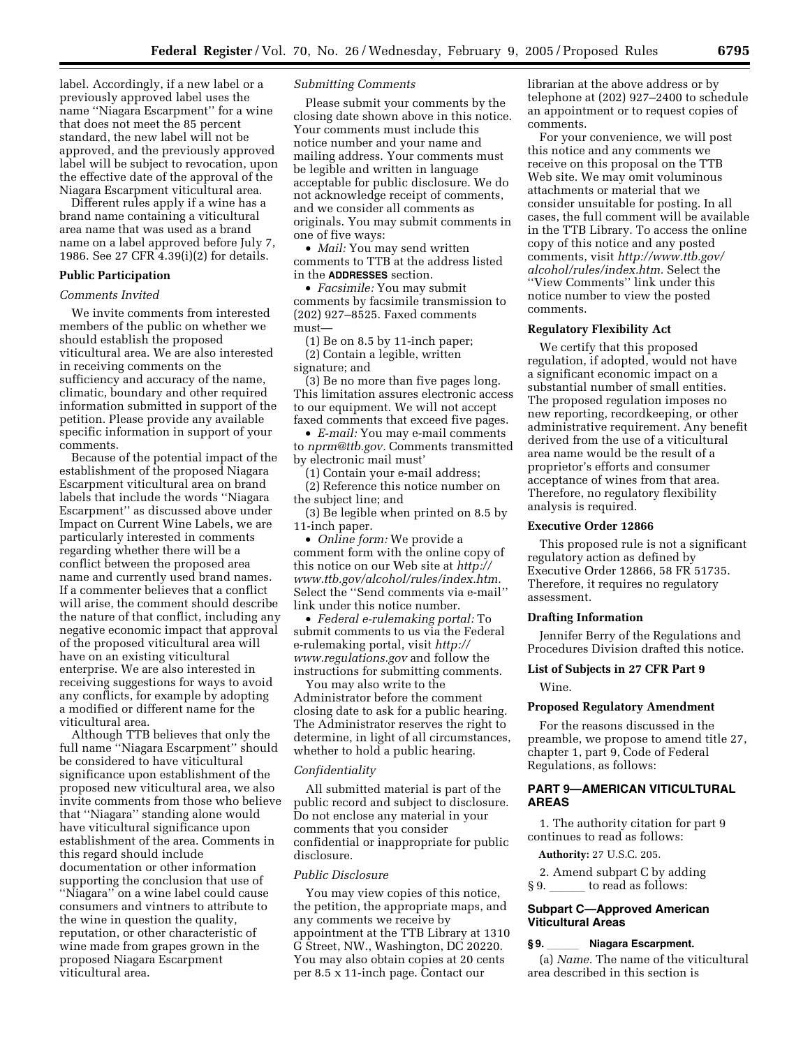label. Accordingly, if a new label or a previously approved label uses the name ''Niagara Escarpment'' for a wine that does not meet the 85 percent standard, the new label will not be approved, and the previously approved label will be subject to revocation, upon the effective date of the approval of the Niagara Escarpment viticultural area.

Different rules apply if a wine has a brand name containing a viticultural area name that was used as a brand name on a label approved before July 7, 1986. See 27 CFR 4.39(i)(2) for details.

## Public Participation

### *Comments Invited*

We invite comments from interested members of the public on whether we should establish the proposed viticultural area. We are also interested in receiving comments on the sufficiency and accuracy of the name, climatic, boundary and other required information submitted in support of the petition. Please provide any available specific information in support of your comments.

Because of the potential impact of the establishment of the proposed Niagara Escarpment viticultural area on brand labels that include the words ''Niagara Escarpment'' as discussed above under Impact on Current Wine Labels, we are particularly interested in comments regarding whether there will be a conflict between the proposed area name and currently used brand names. If a commenter believes that a conflict will arise, the comment should describe the nature of that conflict, including any negative economic impact that approval of the proposed viticultural area will have on an existing viticultural enterprise. We are also interested in receiving suggestions for ways to avoid any conflicts, for example by adopting a modified or different name for the viticultural area.

Although TTB believes that only the full name ''Niagara Escarpment'' should be considered to have viticultural significance upon establishment of the proposed new viticultural area, we also invite comments from those who believe that ''Niagara'' standing alone would have viticultural significance upon establishment of the area. Comments in this regard should include documentation or other information supporting the conclusion that use of ''Niagara'' on a wine label could cause consumers and vintners to attribute to the wine in question the quality, reputation, or other characteristic of wine made from grapes grown in the proposed Niagara Escarpment viticultural area.

### *Submitting Comments*

Please submit your comments by the closing date shown above in this notice. Your comments must include this notice number and your name and mailing address. Your comments must be legible and written in language acceptable for public disclosure. We do not acknowledge receipt of comments, and we consider all comments as originals. You may submit comments in one of five ways:

- *Mail:* You may send written comments to TTB at the address listed in the **ADDRESSES** section.
- *Facsimile:* You may submit comments by facsimile transmission to (202) 927–8525. Faxed comments must—

(1) Be on 8.5 by 11-inch paper;

(2) Contain a legible, written signature; and

(3) Be no more than five pages long. This limitation assures electronic access to our equipment. We will not accept faxed comments that exceed five pages.

- *E-mail:* You may e-mail comments to *nprm@ttb.gov.* Comments transmitted by electronic mail must'

(1) Contain your e-mail address;

(2) Reference this notice number on the subject line; and

(3) Be legible when printed on 8.5 by 11-inch paper.

- *Online form:* We provide a comment form with the online copy of this notice on our Web site at *http://www.ttb.gov/alcohol/rules/index.htm.* Select the ''Send comments via e-mail'' link under this notice number.
- *Federal e-rulemaking portal:* To submit comments to us via the Federal e-rulemaking portal, visit *http://www.regulations.gov* and follow the instructions for submitting comments.

You may also write to the Administrator before the comment closing date to ask for a public hearing. The Administrator reserves the right to determine, in light of all circumstances, whether to hold a public hearing.

### *Confidentiality*

All submitted material is part of the public record and subject to disclosure. Do not enclose any material in your comments that you consider confidential or inappropriate for public disclosure.

### *Public Disclosure*

You may view copies of this notice, the petition, the appropriate maps, and any comments we receive by appointment at the TTB Library at 1310 G Street, NW., Washington, DC 20220. You may also obtain copies at 20 cents per 8.5 x 11-inch page. Contact our librarian at the above address or by telephone at (202) 927–2400 to schedule an appointment or to request copies of comments.

For your convenience, we will post this notice and any comments we receive on this proposal on the TTB Web site. We may omit voluminous attachments or material that we consider unsuitable for posting. In all cases, the full comment will be available in the TTB Library. To access the online copy of this notice and any posted comments, visit *http://www.ttb.gov/alcohol/rules/index.htm.* Select the ''View Comments'' link under this notice number to view the posted comments.

## Regulatory Flexibility Act

We certify that this proposed regulation, if adopted, would not have a significant economic impact on a substantial number of small entities. The proposed regulation imposes no new reporting, recordkeeping, or other administrative requirement. Any benefit derived from the use of a viticultural area name would be the result of a proprietor's efforts and consumer acceptance of wines from that area. Therefore, no regulatory flexibility analysis is required.

## Executive Order 12866

This proposed rule is not a significant regulatory action as defined by Executive Order 12866, 58 FR 51735. Therefore, it requires no regulatory assessment.

## Drafting Information

Jennifer Berry of the Regulations and Procedures Division drafted this notice.

## List of Subjects in 27 CFR Part 9

Wine.

## Proposed Regulatory Amendment

For the reasons discussed in the preamble, we propose to amend title 27, chapter 1, part 9, Code of Federal Regulations, as follows:

## PART 9—AMERICAN VITICULTURAL AREAS

1. The authority citation for part 9 continues to read as follows:

**Authority:** 27 U.S.C. 205.

2. Amend subpart C by adding § 9.\_\_\_\_\_\_ to read as follows:

## Subpart C—Approved American Viticultural Areas

### § 9.\_\_\_\_\_\_ Niagara Escarpment.

(a) *Name.* The name of the viticultural area described in this section is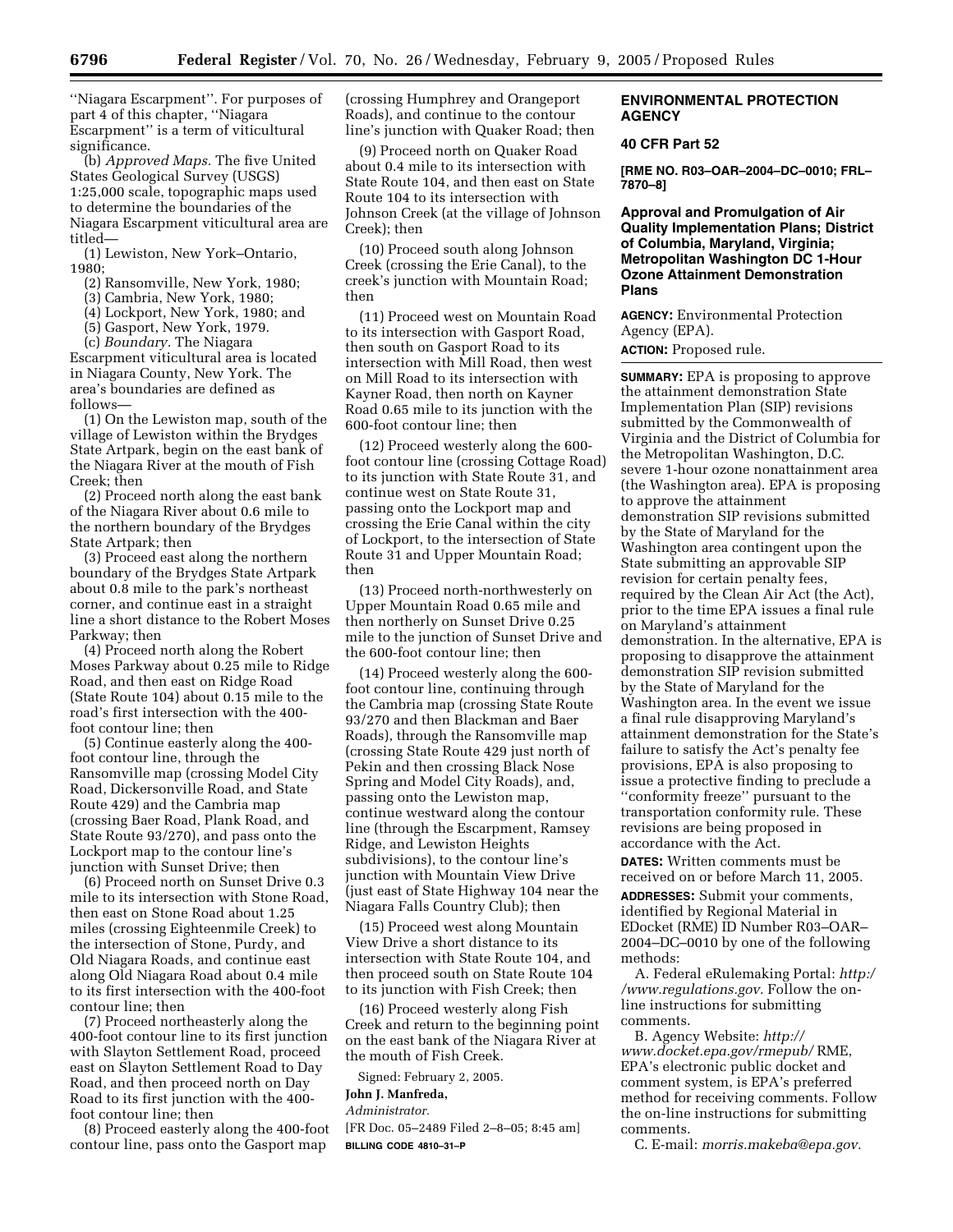''Niagara Escarpment''. For purposes of part 4 of this chapter, ''Niagara Escarpment'' is a term of viticultural significance.

(b) *Approved Maps.* The five United States Geological Survey (USGS) 1:25,000 scale, topographic maps used to determine the boundaries of the Niagara Escarpment viticultural area are titled—

(1) Lewiston, New York–Ontario, 1980;

(2) Ransomville, New York, 1980;

(3) Cambria, New York, 1980;

(4) Lockport, New York, 1980; and

(5) Gasport, New York, 1979.

(c) *Boundary.* The Niagara Escarpment viticultural area is located in Niagara County, New York. The area's boundaries are defined as follows—

(1) On the Lewiston map, south of the village of Lewiston within the Brydges State Artpark, begin on the east bank of the Niagara River at the mouth of Fish Creek; then

(2) Proceed north along the east bank of the Niagara River about 0.6 mile to the northern boundary of the Brydges State Artpark; then

(3) Proceed east along the northern boundary of the Brydges State Artpark about 0.8 mile to the park's northeast corner, and continue east in a straight line a short distance to the Robert Moses Parkway; then

(4) Proceed north along the Robert Moses Parkway about 0.25 mile to Ridge Road, and then east on Ridge Road (State Route 104) about 0.15 mile to the road's first intersection with the 400-foot contour line; then

(5) Continue easterly along the 400-foot contour line, through the Ransomville map (crossing Model City Road, Dickersonville Road, and State Route 429) and the Cambria map (crossing Baer Road, Plank Road, and State Route 93/270), and pass onto the Lockport map to the contour line's junction with Sunset Drive; then

(6) Proceed north on Sunset Drive 0.3 mile to its intersection with Stone Road, then east on Stone Road about 1.25 miles (crossing Eighteenmile Creek) to the intersection of Stone, Purdy, and Old Niagara Roads, and continue east along Old Niagara Road about 0.4 mile to its first intersection with the 400-foot contour line; then

(7) Proceed northeasterly along the 400-foot contour line to its first junction with Slayton Settlement Road, proceed east on Slayton Settlement Road to Day Road, and then proceed north on Day Road to its first junction with the 400-foot contour line; then

(8) Proceed easterly along the 400-foot contour line, pass onto the Gasport map (crossing Humphrey and Orangeport Roads), and continue to the contour line's junction with Quaker Road; then

(9) Proceed north on Quaker Road about 0.4 mile to its intersection with State Route 104, and then east on State Route 104 to its intersection with Johnson Creek (at the village of Johnson Creek); then

(10) Proceed south along Johnson Creek (crossing the Erie Canal), to the creek's junction with Mountain Road; then

(11) Proceed west on Mountain Road to its intersection with Gasport Road, then south on Gasport Road to its intersection with Mill Road, then west on Mill Road to its intersection with Kayner Road, then north on Kayner Road 0.65 mile to its junction with the 600-foot contour line; then

(12) Proceed westerly along the 600-foot contour line (crossing Cottage Road) to its junction with State Route 31, and continue west on State Route 31, passing onto the Lockport map and crossing the Erie Canal within the city of Lockport, to the intersection of State Route 31 and Upper Mountain Road; then

(13) Proceed north-northwesterly on Upper Mountain Road 0.65 mile and then northerly on Sunset Drive 0.25 mile to the junction of Sunset Drive and the 600-foot contour line; then

(14) Proceed westerly along the 600-foot contour line, continuing through the Cambria map (crossing State Route 93/270 and then Blackman and Baer Roads), through the Ransomville map (crossing State Route 429 just north of Pekin and then crossing Black Nose Spring and Model City Roads), and, passing onto the Lewiston map, continue westward along the contour line (through the Escarpment, Ramsey Ridge, and Lewiston Heights subdivisions), to the contour line's junction with Mountain View Drive (just east of State Highway 104 near the Niagara Falls Country Club); then

(15) Proceed west along Mountain View Drive a short distance to its intersection with State Route 104, and then proceed south on State Route 104 to its junction with Fish Creek; then

(16) Proceed westerly along Fish Creek and return to the beginning point on the east bank of the Niagara River at the mouth of Fish Creek.

Signed: February 2, 2005.

**John J. Manfreda,**

*Administrator.*

[FR Doc. 05–2489 Filed 2–8–05; 8:45 am]

**BILLING CODE 4810–31–P**

---

## ENVIRONMENTAL PROTECTION AGENCY

### 40 CFR Part 52

**[RME NO. R03–OAR–2004–DC–0010; FRL–7870–8]**

### Approval and Promulgation of Air Quality Implementation Plans; District of Columbia, Maryland, Virginia; Metropolitan Washington DC 1-Hour Ozone Attainment Demonstration Plans

**AGENCY:** Environmental Protection Agency (EPA).

**ACTION:** Proposed rule.

**SUMMARY:** EPA is proposing to approve the attainment demonstration State Implementation Plan (SIP) revisions submitted by the Commonwealth of Virginia and the District of Columbia for the Metropolitan Washington, D.C. severe 1-hour ozone nonattainment area (the Washington area). EPA is proposing to approve the attainment demonstration SIP revisions submitted by the State of Maryland for the Washington area contingent upon the State submitting an approvable SIP revision for certain penalty fees, required by the Clean Air Act (the Act), prior to the time EPA issues a final rule on Maryland's attainment demonstration. In the alternative, EPA is proposing to disapprove the attainment demonstration SIP revision submitted by the State of Maryland for the Washington area. In the event we issue a final rule disapproving Maryland's attainment demonstration for the State's failure to satisfy the Act's penalty fee provisions, EPA is also proposing to issue a protective finding to preclude a ''conformity freeze'' pursuant to the transportation conformity rule. These revisions are being proposed in accordance with the Act.

**DATES:** Written comments must be received on or before March 11, 2005.

**ADDRESSES:** Submit your comments, identified by Regional Material in EDocket (RME) ID Number R03–OAR–2004–DC–0010 by one of the following methods:

A. Federal eRulemaking Portal: *http://www.regulations.gov.* Follow the on-line instructions for submitting comments.

B. Agency Website: *http://www.docket.epa.gov/rmepub/* RME, EPA's electronic public docket and comment system, is EPA's preferred method for receiving comments. Follow the on-line instructions for submitting comments.

C. E-mail: *morris.makeba@epa.gov.*